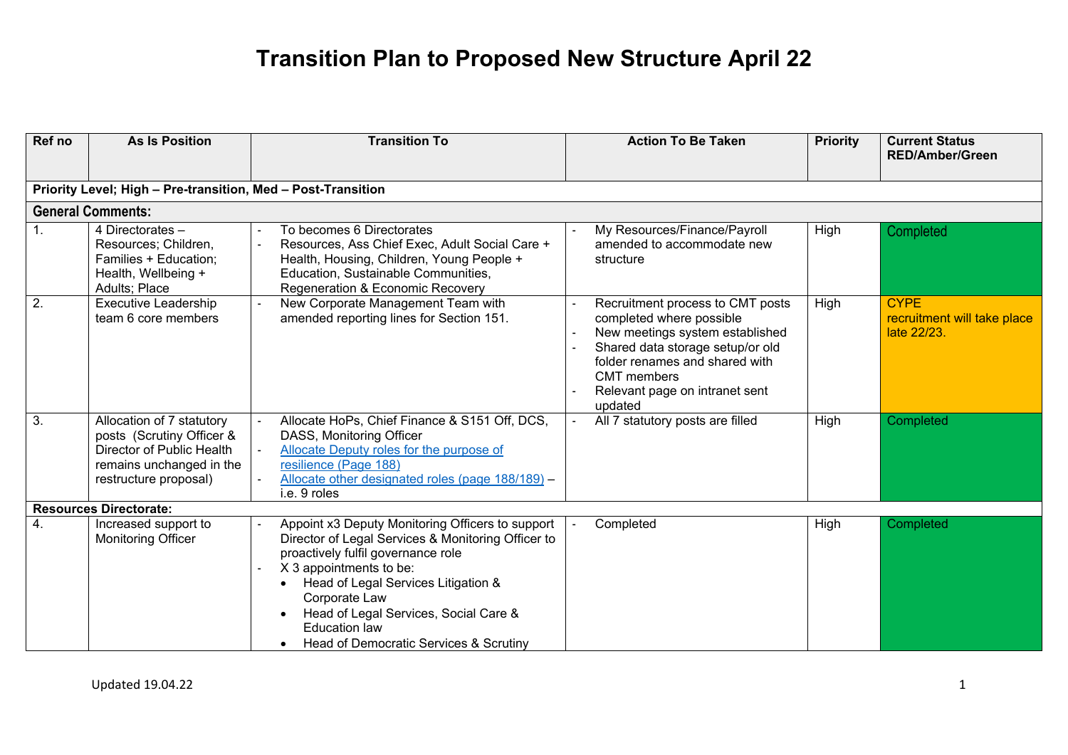# Transition Plan to Proposed New Structure April 22

| Ref no | As Is Position | Transition To | Action To Be Taken | Priority | Current Status RED/Amber/Green |
|---|---|---|---|---|---|
| **Priority Level; High – Pre-transition, Med – Post-Transition** | | | | | |
| **General Comments:** | | | | | |
| 1. | 4 Directorates – Resources; Children, Families + Education; Health, Wellbeing + Adults; Place | - To becomes 6 Directorates<br>- Resources, Ass Chief Exec, Adult Social Care + Health, Housing, Children, Young People + Education, Sustainable Communities, Regeneration & Economic Recovery | - My Resources/Finance/Payroll amended to accommodate new structure | High | Completed |
| 2. | Executive Leadership team 6 core members | - New Corporate Management Team with amended reporting lines for Section 151. | - Recruitment process to CMT posts completed where possible<br>- New meetings system established<br>- Shared data storage setup/or old folder renames and shared with CMT members<br>- Relevant page on intranet sent updated | High | CYPE recruitment will take place late 22/23. |
| 3. | Allocation of 7 statutory posts (Scrutiny Officer & Director of Public Health remains unchanged in the restructure proposal) | - Allocate HoPs, Chief Finance & S151 Off, DCS, DASS, Monitoring Officer<br>- Allocate Deputy roles for the purpose of resilience (Page 188)<br>- Allocate other designated roles (page 188/189) – i.e. 9 roles | - All 7 statutory posts are filled | High | Completed |
| **Resources Directorate:** | | | | | |
| 4. | Increased support to Monitoring Officer | - Appoint x3 Deputy Monitoring Officers to support Director of Legal Services & Monitoring Officer to proactively fulfil governance role<br>- X 3 appointments to be:<br>• Head of Legal Services Litigation & Corporate Law<br>• Head of Legal Services, Social Care & Education law<br>• Head of Democratic Services & Scrutiny | - Completed | High | Completed |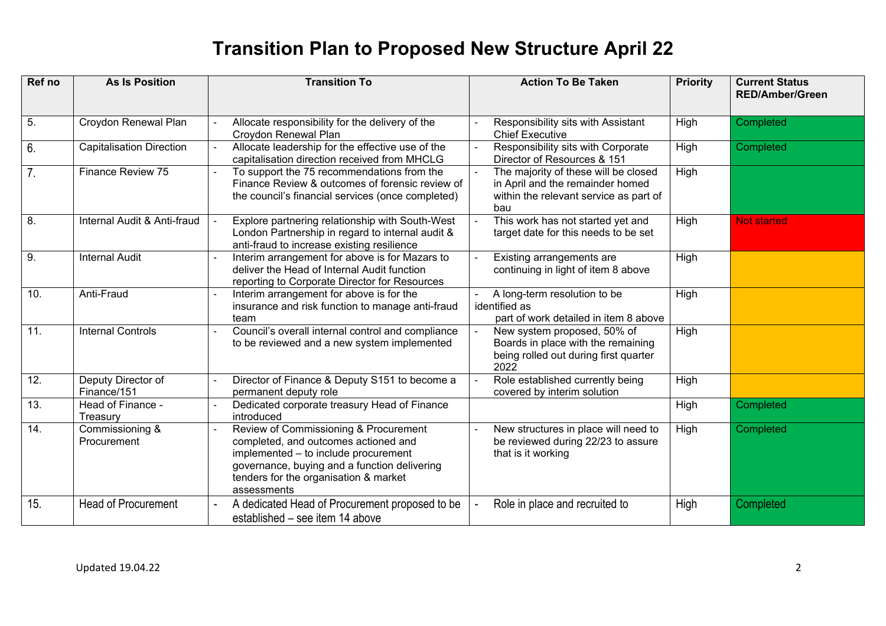# Transition Plan to Proposed New Structure April 22

| Ref no | As Is Position | Transition To | Action To Be Taken | Priority | Current Status RED/Amber/Green |
|---|---|---|---|---|---|
| 5. | Croydon Renewal Plan | - Allocate responsibility for the delivery of the Croydon Renewal Plan | - Responsibility sits with Assistant Chief Executive | High | Completed |
| 6. | Capitalisation Direction | - Allocate leadership for the effective use of the capitalisation direction received from MHCLG | - Responsibility sits with Corporate Director of Resources & 151 | High | Completed |
| 7. | Finance Review 75 | - To support the 75 recommendations from the Finance Review & outcomes of forensic review of the council's financial services (once completed) | - The majority of these will be closed in April and the remainder homed within the relevant service as part of bau | High | |
| 8. | Internal Audit & Anti-fraud | - Explore partnering relationship with South-West London Partnership in regard to internal audit & anti-fraud to increase existing resilience | - This work has not started yet and target date for this needs to be set | High | Not started |
| 9. | Internal Audit | - Interim arrangement for above is for Mazars to deliver the Head of Internal Audit function reporting to Corporate Director for Resources | - Existing arrangements are continuing in light of item 8 above | High | |
| 10. | Anti-Fraud | - Interim arrangement for above is for the insurance and risk function to manage anti-fraud team | - A long-term resolution to be identified as part of work detailed in item 8 above | High | |
| 11. | Internal Controls | - Council's overall internal control and compliance to be reviewed and a new system implemented | - New system proposed, 50% of Boards in place with the remaining being rolled out during first quarter 2022 | High | |
| 12. | Deputy Director of Finance/151 | - Director of Finance & Deputy S151 to become a permanent deputy role | - Role established currently being covered by interim solution | High | |
| 13. | Head of Finance - Treasury | - Dedicated corporate treasury Head of Finance introduced | | High | Completed |
| 14. | Commissioning & Procurement | - Review of Commissioning & Procurement completed, and outcomes actioned and implemented – to include procurement governance, buying and a function delivering tenders for the organisation & market assessments | - New structures in place will need to be reviewed during 22/23 to assure that is it working | High | Completed |
| 15. | Head of Procurement | - A dedicated Head of Procurement proposed to be established – see item 14 above | - Role in place and recruited to | High | Completed |

Updated 19.04.22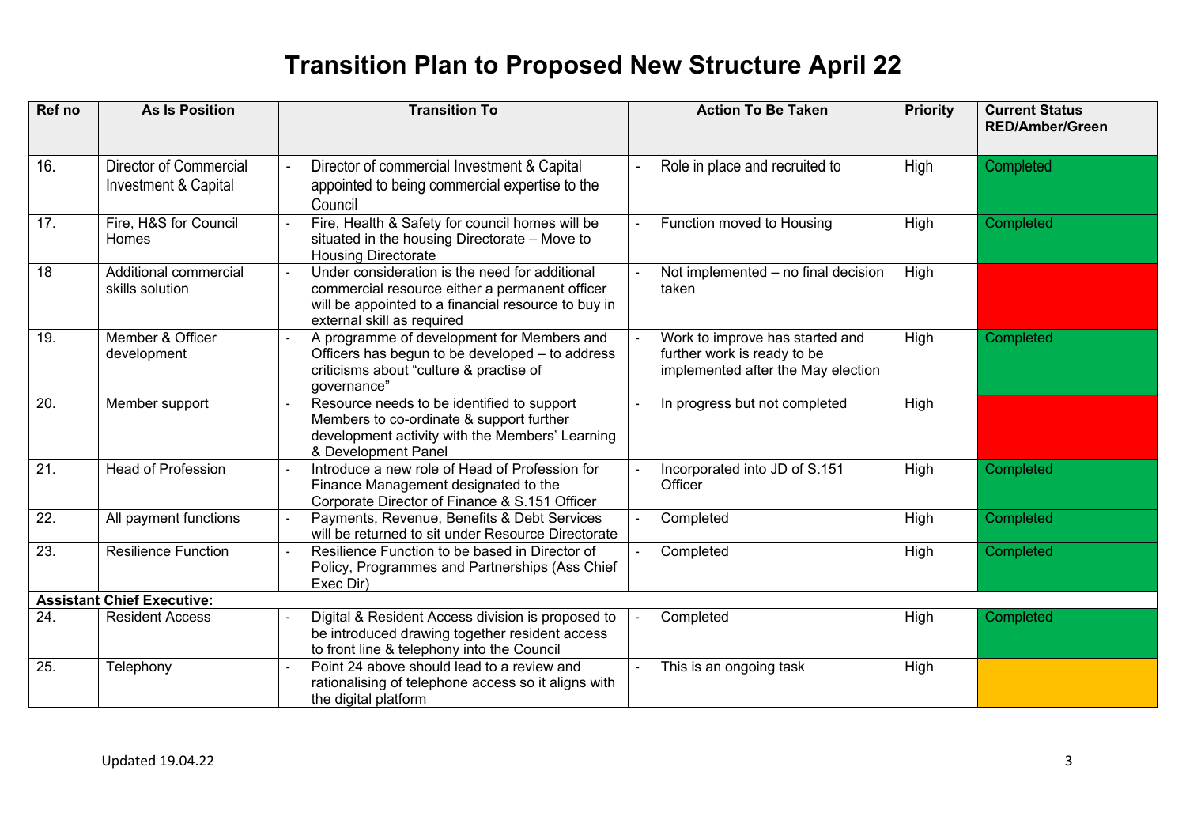# Transition Plan to Proposed New Structure April 22

| Ref no | As Is Position | Transition To | Action To Be Taken | Priority | Current Status RED/Amber/Green |
|---|---|---|---|---|---|
| 16. | Director of Commercial Investment & Capital | - Director of commercial Investment & Capital appointed to being commercial expertise to the Council | - Role in place and recruited to | High | Completed |
| 17. | Fire, H&S for Council Homes | - Fire, Health & Safety for council homes will be situated in the housing Directorate – Move to Housing Directorate | - Function moved to Housing | High | Completed |
| 18 | Additional commercial skills solution | - Under consideration is the need for additional commercial resource either a permanent officer will be appointed to a financial resource to buy in external skill as required | - Not implemented – no final decision taken | High | |
| 19. | Member & Officer development | - A programme of development for Members and Officers has begun to be developed – to address criticisms about "culture & practise of governance" | - Work to improve has started and further work is ready to be implemented after the May election | High | Completed |
| 20. | Member support | - Resource needs to be identified to support Members to co-ordinate & support further development activity with the Members' Learning & Development Panel | - In progress but not completed | High | |
| 21. | Head of Profession | - Introduce a new role of Head of Profession for Finance Management designated to the Corporate Director of Finance & S.151 Officer | - Incorporated into JD of S.151 Officer | High | Completed |
| 22. | All payment functions | - Payments, Revenue, Benefits & Debt Services will be returned to sit under Resource Directorate | - Completed | High | Completed |
| 23. | Resilience Function | - Resilience Function to be based in Director of Policy, Programmes and Partnerships (Ass Chief Exec Dir) | - Completed | High | Completed |
| **Assistant Chief Executive:** | | | | | |
| 24. | Resident Access | - Digital & Resident Access division is proposed to be introduced drawing together resident access to front line & telephony into the Council | - Completed | High | Completed |
| 25. | Telephony | - Point 24 above should lead to a review and rationalising of telephone access so it aligns with the digital platform | - This is an ongoing task | High | |

Updated 19.04.22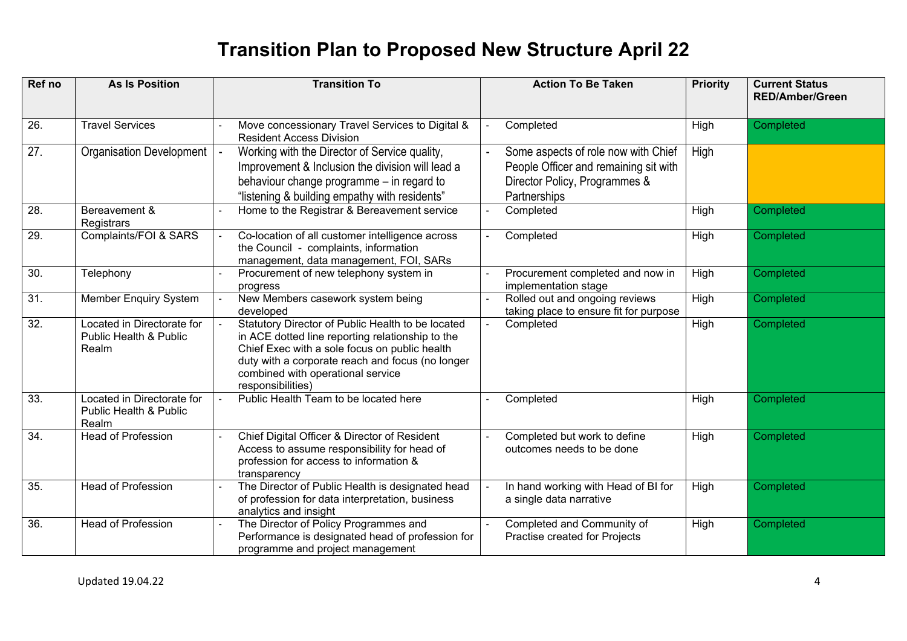# Transition Plan to Proposed New Structure April 22

| Ref no | As Is Position | Transition To | Action To Be Taken | Priority | Current Status RED/Amber/Green |
|---|---|---|---|---|---|
| 26. | Travel Services | - Move concessionary Travel Services to Digital & Resident Access Division | - Completed | High | Completed |
| 27. | Organisation Development | - Working with the Director of Service quality, Improvement & Inclusion the division will lead a behaviour change programme – in regard to "listening & building empathy with residents" | - Some aspects of role now with Chief People Officer and remaining sit with Director Policy, Programmes & Partnerships | High | |
| 28. | Bereavement & Registrars | - Home to the Registrar & Bereavement service | - Completed | High | Completed |
| 29. | Complaints/FOI & SARS | - Co-location of all customer intelligence across the Council - complaints, information management, data management, FOI, SARs | - Completed | High | Completed |
| 30. | Telephony | - Procurement of new telephony system in progress | - Procurement completed and now in implementation stage | High | Completed |
| 31. | Member Enquiry System | - New Members casework system being developed | - Rolled out and ongoing reviews taking place to ensure fit for purpose | High | Completed |
| 32. | Located in Directorate for Public Health & Public Realm | - Statutory Director of Public Health to be located in ACE dotted line reporting relationship to the Chief Exec with a sole focus on public health duty with a corporate reach and focus (no longer combined with operational service responsibilities) | - Completed | High | Completed |
| 33. | Located in Directorate for Public Health & Public Realm | - Public Health Team to be located here | - Completed | High | Completed |
| 34. | Head of Profession | - Chief Digital Officer & Director of Resident Access to assume responsibility for head of profession for access to information & transparency | - Completed but work to define outcomes needs to be done | High | Completed |
| 35. | Head of Profession | - The Director of Public Health is designated head of profession for data interpretation, business analytics and insight | - In hand working with Head of BI for a single data narrative | High | Completed |
| 36. | Head of Profession | - The Director of Policy Programmes and Performance is designated head of profession for programme and project management | - Completed and Community of Practise created for Projects | High | Completed |

Updated 19.04.22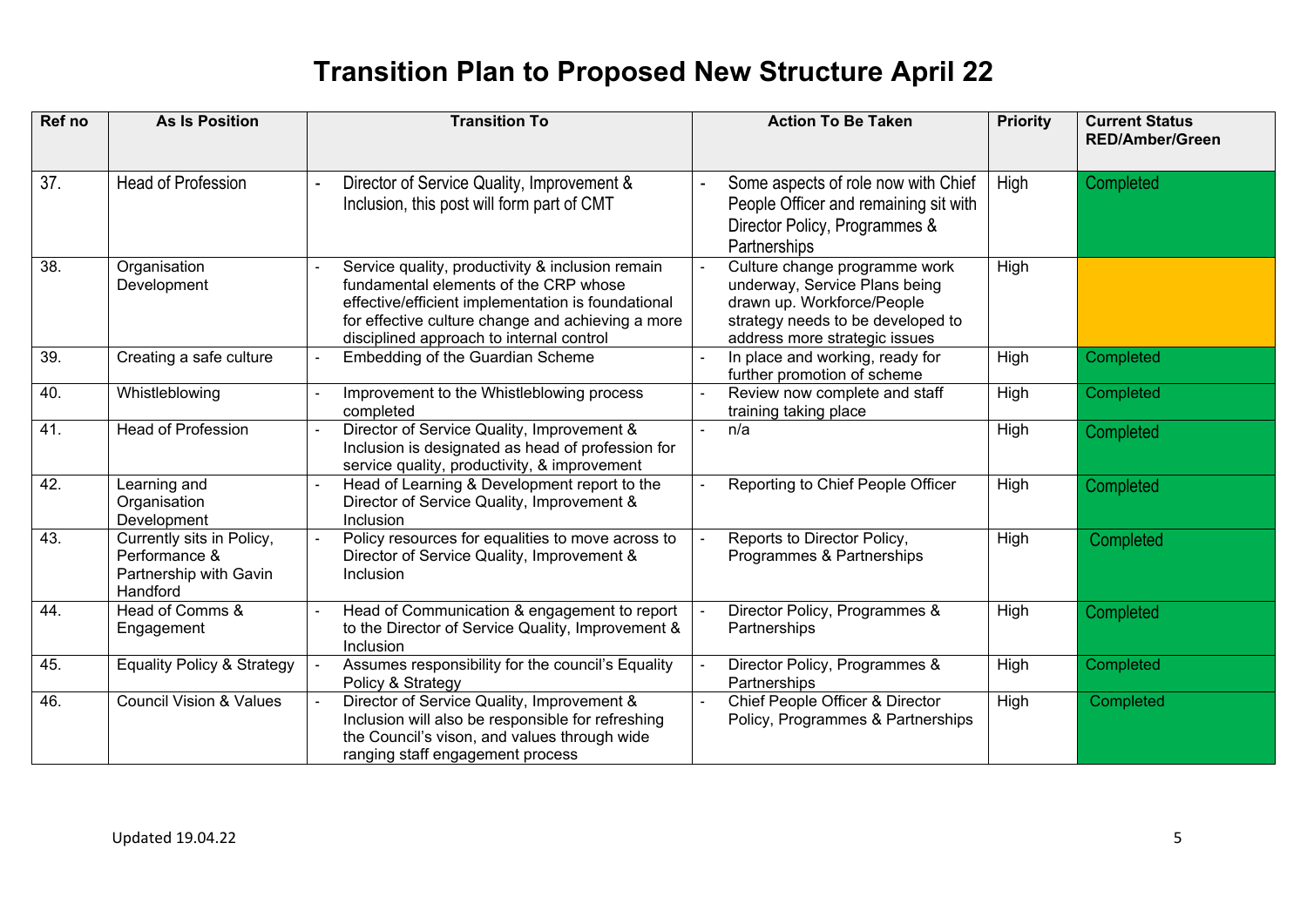# Transition Plan to Proposed New Structure April 22

| Ref no | As Is Position | Transition To | Action To Be Taken | Priority | Current Status RED/Amber/Green |
|---|---|---|---|---|---|
| 37. | Head of Profession | - Director of Service Quality, Improvement & Inclusion, this post will form part of CMT | - Some aspects of role now with Chief People Officer and remaining sit with Director Policy, Programmes & Partnerships | High | Completed |
| 38. | Organisation Development | - Service quality, productivity & inclusion remain fundamental elements of the CRP whose effective/efficient implementation is foundational for effective culture change and achieving a more disciplined approach to internal control | - Culture change programme work underway, Service Plans being drawn up. Workforce/People strategy needs to be developed to address more strategic issues | High | |
| 39. | Creating a safe culture | - Embedding of the Guardian Scheme | - In place and working, ready for further promotion of scheme | High | Completed |
| 40. | Whistleblowing | - Improvement to the Whistleblowing process completed | - Review now complete and staff training taking place | High | Completed |
| 41. | Head of Profession | - Director of Service Quality, Improvement & Inclusion is designated as head of profession for service quality, productivity, & improvement | - n/a | High | Completed |
| 42. | Learning and Organisation Development | - Head of Learning & Development report to the Director of Service Quality, Improvement & Inclusion | - Reporting to Chief People Officer | High | Completed |
| 43. | Currently sits in Policy, Performance & Partnership with Gavin Handford | - Policy resources for equalities to move across to Director of Service Quality, Improvement & Inclusion | - Reports to Director Policy, Programmes & Partnerships | High | Completed |
| 44. | Head of Comms & Engagement | - Head of Communication & engagement to report to the Director of Service Quality, Improvement & Inclusion | - Director Policy, Programmes & Partnerships | High | Completed |
| 45. | Equality Policy & Strategy | - Assumes responsibility for the council's Equality Policy & Strategy | - Director Policy, Programmes & Partnerships | High | Completed |
| 46. | Council Vision & Values | - Director of Service Quality, Improvement & Inclusion will also be responsible for refreshing the Council's vison, and values through wide ranging staff engagement process | - Chief People Officer & Director Policy, Programmes & Partnerships | High | Completed |

Updated 19.04.22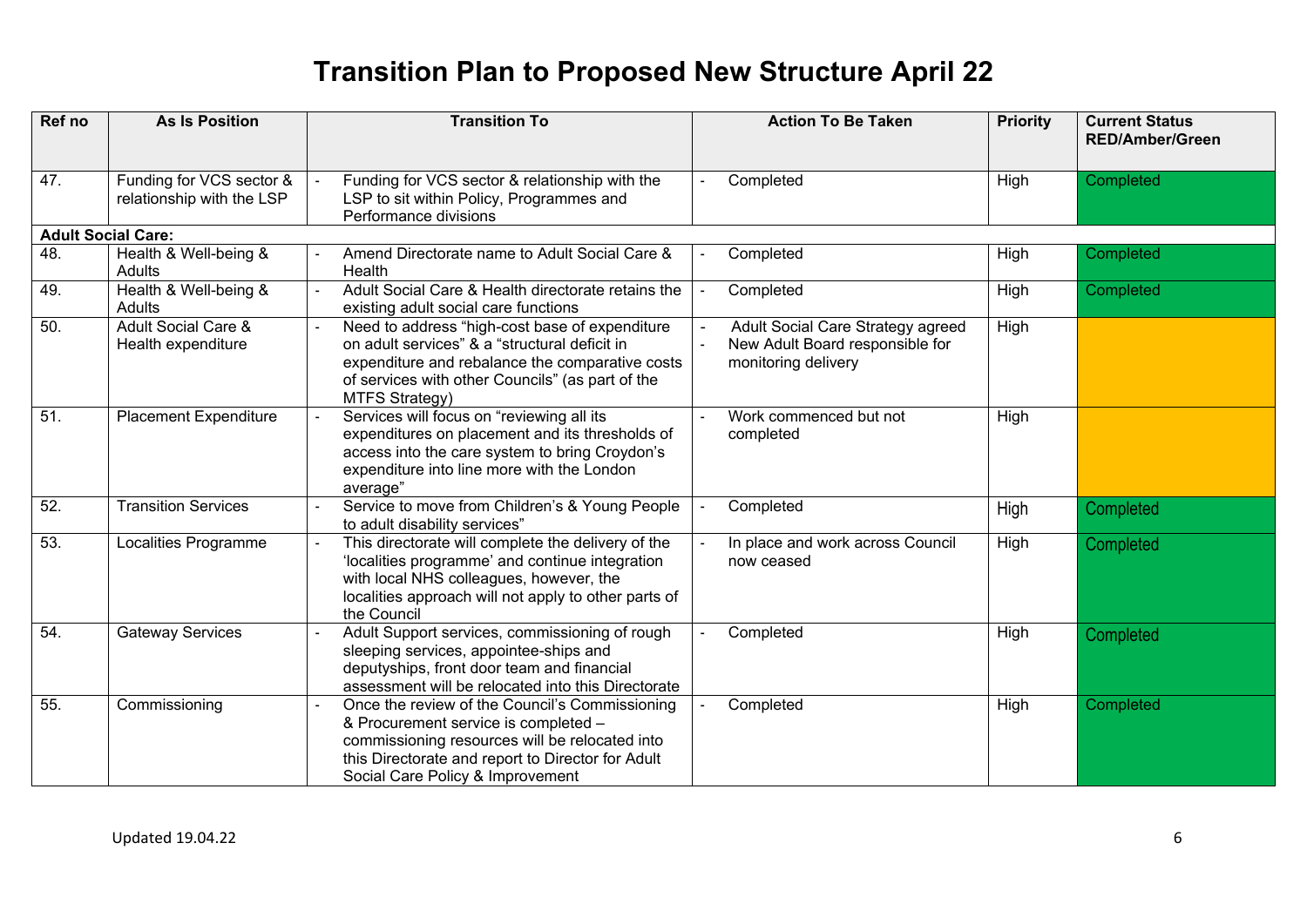# Transition Plan to Proposed New Structure April 22

| Ref no | As Is Position | Transition To | Action To Be Taken | Priority | Current Status RED/Amber/Green |
|---|---|---|---|---|---|
| 47. | Funding for VCS sector & relationship with the LSP | - Funding for VCS sector & relationship with the LSP to sit within Policy, Programmes and Performance divisions | - Completed | High | Completed |
| **Adult Social Care:** | | | | | |
| 48. | Health & Well-being & Adults | - Amend Directorate name to Adult Social Care & Health | - Completed | High | Completed |
| 49. | Health & Well-being & Adults | - Adult Social Care & Health directorate retains the existing adult social care functions | - Completed | High | Completed |
| 50. | Adult Social Care & Health expenditure | - Need to address "high-cost base of expenditure on adult services" & a "structural deficit in expenditure and rebalance the comparative costs of services with other Councils" (as part of the MTFS Strategy) | - Adult Social Care Strategy agreed<br>- New Adult Board responsible for monitoring delivery | High | |
| 51. | Placement Expenditure | - Services will focus on "reviewing all its expenditures on placement and its thresholds of access into the care system to bring Croydon's expenditure into line more with the London average" | - Work commenced but not completed | High | |
| 52. | Transition Services | - Service to move from Children's & Young People to adult disability services" | - Completed | High | Completed |
| 53. | Localities Programme | - This directorate will complete the delivery of the 'localities programme' and continue integration with local NHS colleagues, however, the localities approach will not apply to other parts of the Council | - In place and work across Council now ceased | High | Completed |
| 54. | Gateway Services | - Adult Support services, commissioning of rough sleeping services, appointee-ships and deputyships, front door team and financial assessment will be relocated into this Directorate | - Completed | High | Completed |
| 55. | Commissioning | - Once the review of the Council's Commissioning & Procurement service is completed – commissioning resources will be relocated into this Directorate and report to Director for Adult Social Care Policy & Improvement | - Completed | High | Completed |

Updated 19.04.22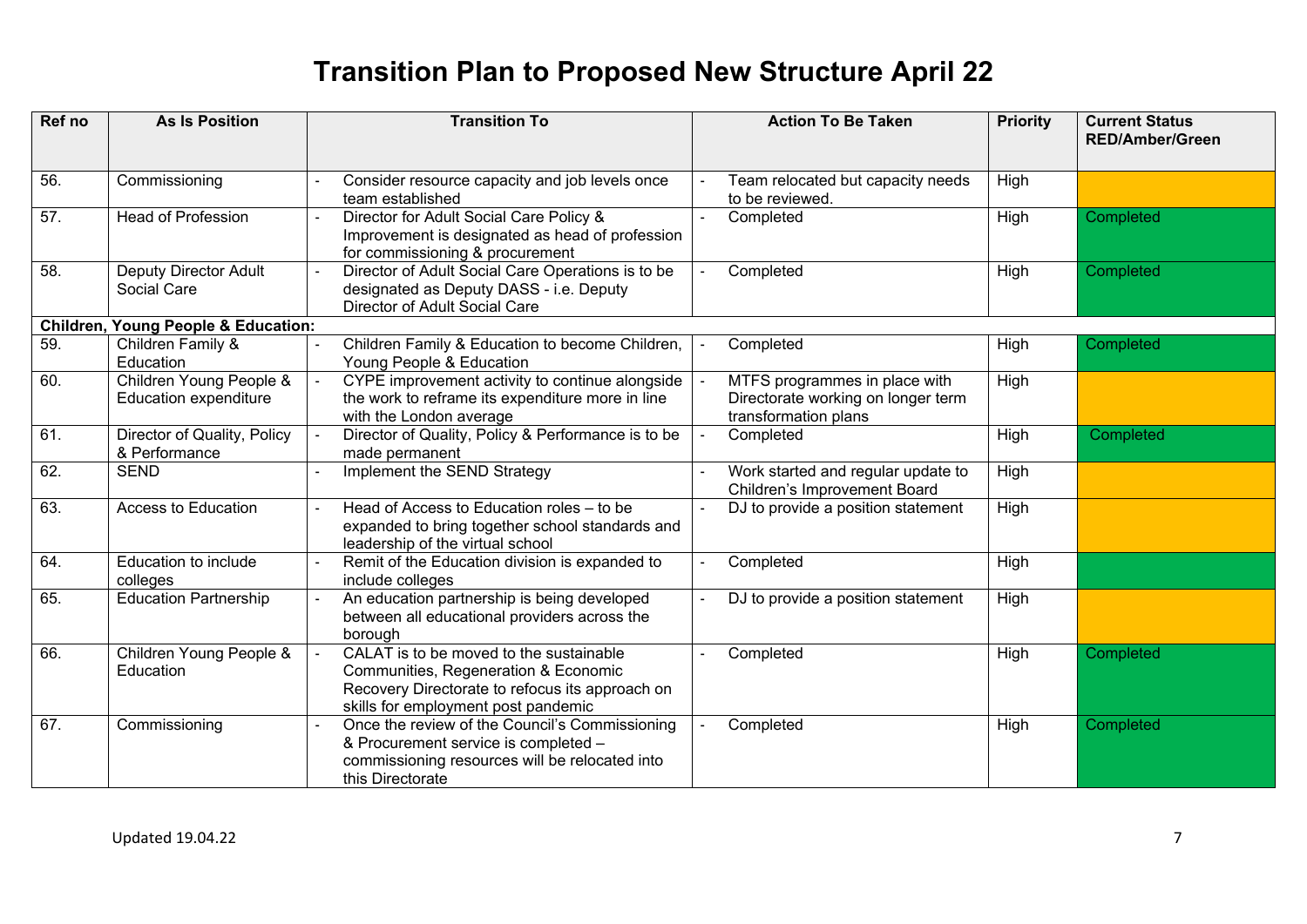# Transition Plan to Proposed New Structure April 22

| Ref no | As Is Position | Transition To | Action To Be Taken | Priority | Current Status RED/Amber/Green |
|---|---|---|---|---|---|
| 56. | Commissioning | - Consider resource capacity and job levels once team established | - Team relocated but capacity needs to be reviewed. | High | |
| 57. | Head of Profession | - Director for Adult Social Care Policy & Improvement is designated as head of profession for commissioning & procurement | - Completed | High | Completed |
| 58. | Deputy Director Adult Social Care | - Director of Adult Social Care Operations is to be designated as Deputy DASS - i.e. Deputy Director of Adult Social Care | - Completed | High | Completed |
| **Children, Young People & Education:** | | | | | |
| 59. | Children Family & Education | - Children Family & Education to become Children, Young People & Education | - Completed | High | Completed |
| 60. | Children Young People & Education expenditure | - CYPE improvement activity to continue alongside the work to reframe its expenditure more in line with the London average | - MTFS programmes in place with Directorate working on longer term transformation plans | High | |
| 61. | Director of Quality, Policy & Performance | - Director of Quality, Policy & Performance is to be made permanent | - Completed | High | Completed |
| 62. | SEND | - Implement the SEND Strategy | - Work started and regular update to Children's Improvement Board | High | |
| 63. | Access to Education | - Head of Access to Education roles – to be expanded to bring together school standards and leadership of the virtual school | - DJ to provide a position statement | High | |
| 64. | Education to include colleges | - Remit of the Education division is expanded to include colleges | - Completed | High | |
| 65. | Education Partnership | - An education partnership is being developed between all educational providers across the borough | - DJ to provide a position statement | High | |
| 66. | Children Young People & Education | - CALAT is to be moved to the sustainable Communities, Regeneration & Economic Recovery Directorate to refocus its approach on skills for employment post pandemic | - Completed | High | Completed |
| 67. | Commissioning | - Once the review of the Council's Commissioning & Procurement service is completed – commissioning resources will be relocated into this Directorate | - Completed | High | Completed |

Updated 19.04.22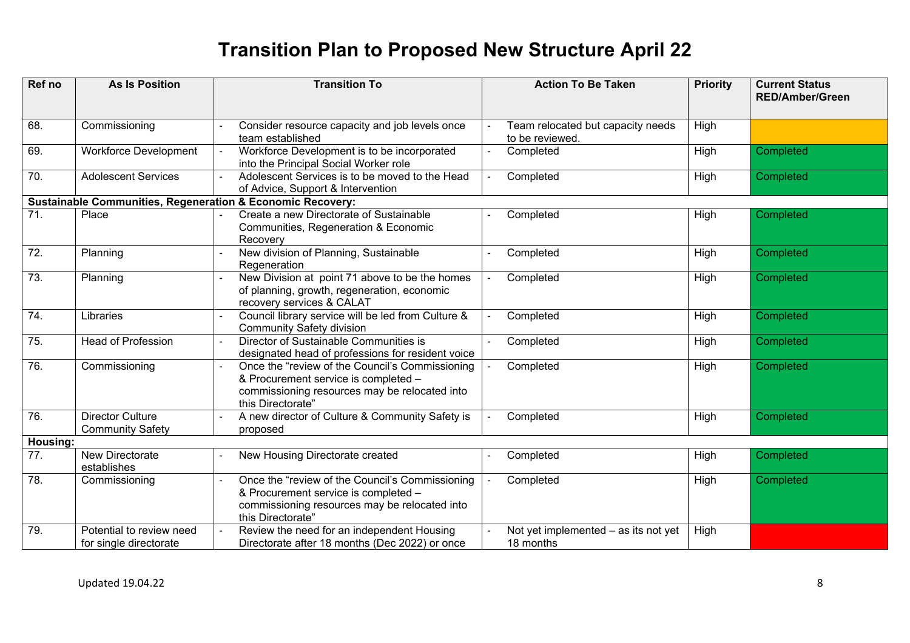# Transition Plan to Proposed New Structure April 22

| Ref no | As Is Position | Transition To | Action To Be Taken | Priority | Current Status RED/Amber/Green |
|---|---|---|---|---|---|
| 68. | Commissioning | - Consider resource capacity and job levels once team established | - Team relocated but capacity needs to be reviewed. | High | |
| 69. | Workforce Development | - Workforce Development is to be incorporated into the Principal Social Worker role | - Completed | High | Completed |
| 70. | Adolescent Services | - Adolescent Services is to be moved to the Head of Advice, Support & Intervention | - Completed | High | Completed |
| **Sustainable Communities, Regeneration & Economic Recovery:** | | | | | |
| 71. | Place | - Create a new Directorate of Sustainable Communities, Regeneration & Economic Recovery | - Completed | High | Completed |
| 72. | Planning | - New division of Planning, Sustainable Regeneration | - Completed | High | Completed |
| 73. | Planning | - New Division at point 71 above to be the homes of planning, growth, regeneration, economic recovery services & CALAT | - Completed | High | Completed |
| 74. | Libraries | - Council library service will be led from Culture & Community Safety division | - Completed | High | Completed |
| 75. | Head of Profession | - Director of Sustainable Communities is designated head of professions for resident voice | - Completed | High | Completed |
| 76. | Commissioning | - Once the "review of the Council's Commissioning & Procurement service is completed – commissioning resources may be relocated into this Directorate" | - Completed | High | Completed |
| 76. | Director Culture Community Safety | - A new director of Culture & Community Safety is proposed | - Completed | High | Completed |
| **Housing:** | | | | | |
| 77. | New Directorate establishes | - New Housing Directorate created | - Completed | High | Completed |
| 78. | Commissioning | - Once the "review of the Council's Commissioning & Procurement service is completed – commissioning resources may be relocated into this Directorate" | - Completed | High | Completed |
| 79. | Potential to review need for single directorate | - Review the need for an independent Housing Directorate after 18 months (Dec 2022) or once | - Not yet implemented – as its not yet 18 months | High | |

Updated 19.04.22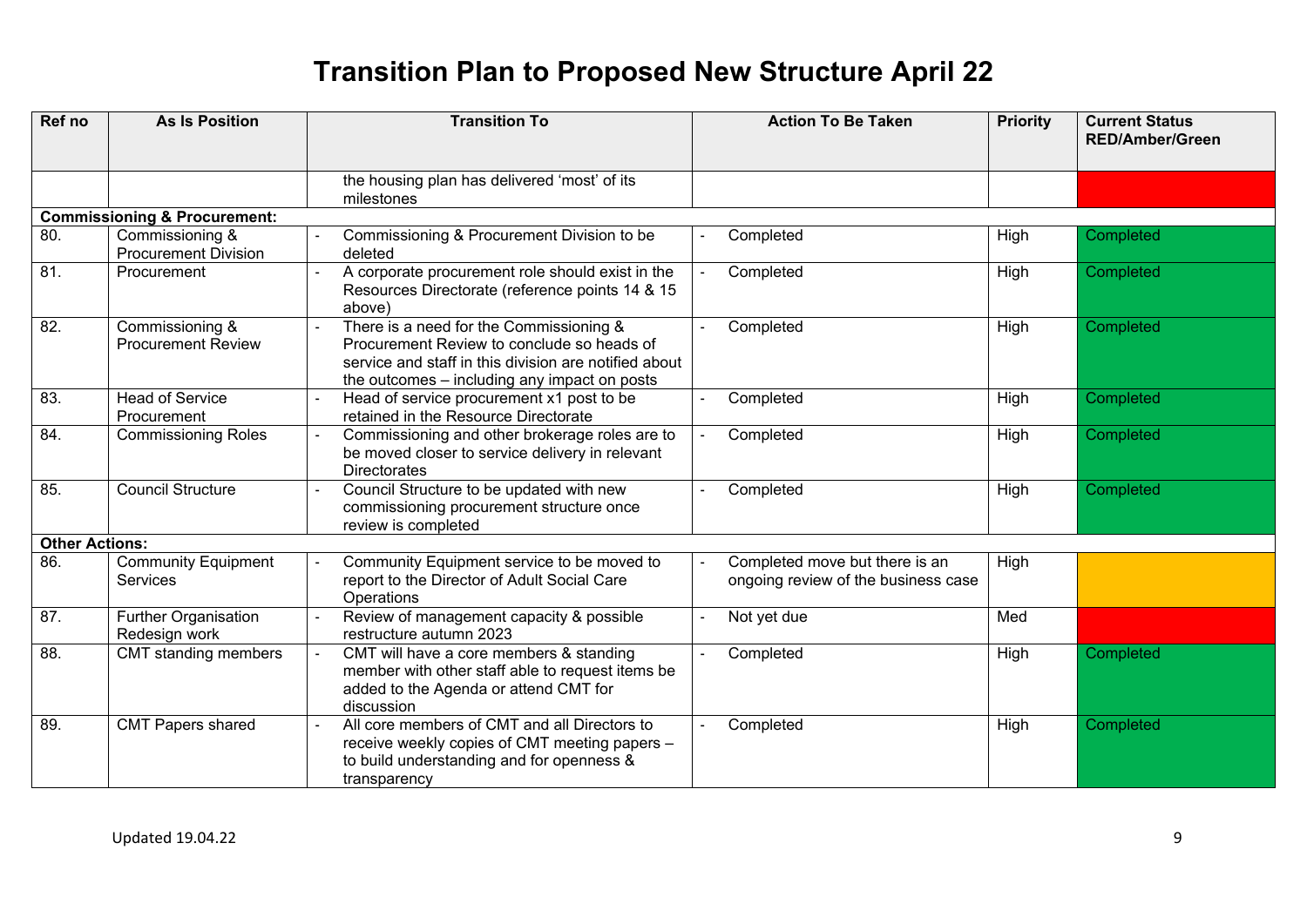# Transition Plan to Proposed New Structure April 22

| Ref no | As Is Position | Transition To | Action To Be Taken | Priority | Current Status RED/Amber/Green |
|---|---|---|---|---|---|
| | | the housing plan has delivered 'most' of its milestones | | | |
| **Commissioning & Procurement:** | | | | | |
| 80. | Commissioning & Procurement Division | - Commissioning & Procurement Division to be deleted | - Completed | High | Completed |
| 81. | Procurement | - A corporate procurement role should exist in the Resources Directorate (reference points 14 & 15 above) | - Completed | High | Completed |
| 82. | Commissioning & Procurement Review | - There is a need for the Commissioning & Procurement Review to conclude so heads of service and staff in this division are notified about the outcomes – including any impact on posts | - Completed | High | Completed |
| 83. | Head of Service Procurement | - Head of service procurement x1 post to be retained in the Resource Directorate | - Completed | High | Completed |
| 84. | Commissioning Roles | - Commissioning and other brokerage roles are to be moved closer to service delivery in relevant Directorates | - Completed | High | Completed |
| 85. | Council Structure | - Council Structure to be updated with new commissioning procurement structure once review is completed | - Completed | High | Completed |
| **Other Actions:** | | | | | |
| 86. | Community Equipment Services | - Community Equipment service to be moved to report to the Director of Adult Social Care Operations | - Completed move but there is an ongoing review of the business case | High | |
| 87. | Further Organisation Redesign work | - Review of management capacity & possible restructure autumn 2023 | - Not yet due | Med | |
| 88. | CMT standing members | - CMT will have a core members & standing member with other staff able to request items be added to the Agenda or attend CMT for discussion | - Completed | High | Completed |
| 89. | CMT Papers shared | - All core members of CMT and all Directors to receive weekly copies of CMT meeting papers – to build understanding and for openness & transparency | - Completed | High | Completed |

Updated 19.04.22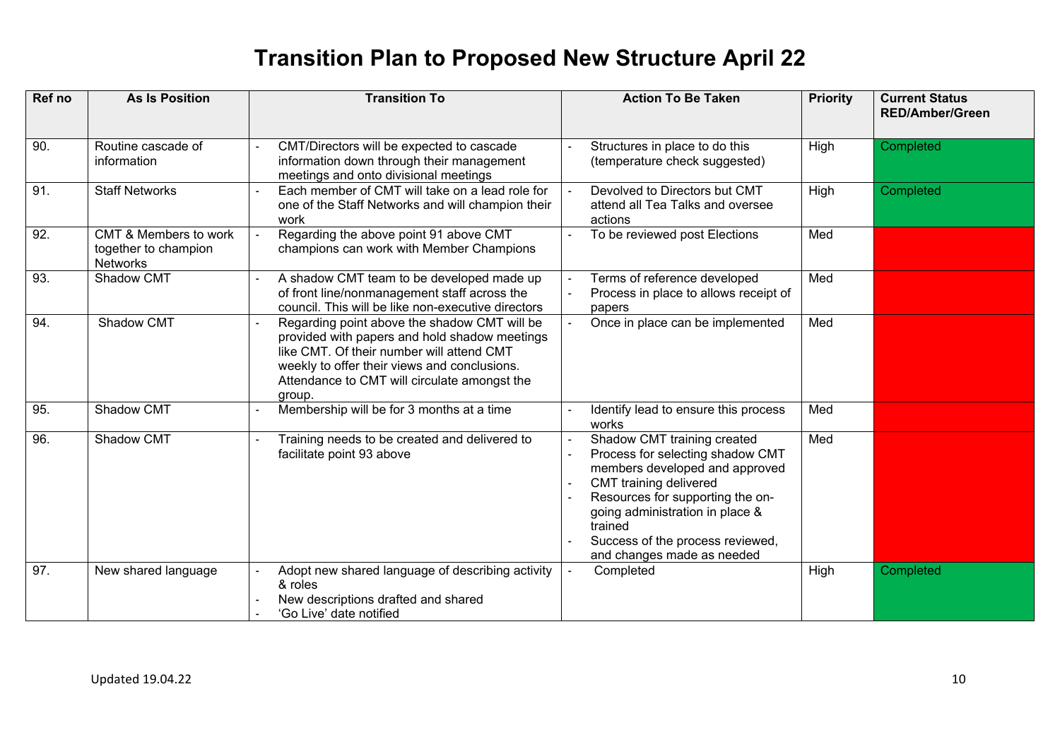# Transition Plan to Proposed New Structure April 22

| Ref no | As Is Position | Transition To | Action To Be Taken | Priority | Current Status RED/Amber/Green |
|---|---|---|---|---|---|
| 90. | Routine cascade of information | - CMT/Directors will be expected to cascade information down through their management meetings and onto divisional meetings | - Structures in place to do this (temperature check suggested) | High | Completed |
| 91. | Staff Networks | - Each member of CMT will take on a lead role for one of the Staff Networks and will champion their work | - Devolved to Directors but CMT attend all Tea Talks and oversee actions | High | Completed |
| 92. | CMT & Members to work together to champion Networks | - Regarding the above point 91 above CMT champions can work with Member Champions | - To be reviewed post Elections | Med | |
| 93. | Shadow CMT | - A shadow CMT team to be developed made up of front line/nonmanagement staff across the council. This will be like non-executive directors | - Terms of reference developed<br>- Process in place to allows receipt of papers | Med | |
| 94. | Shadow CMT | - Regarding point above the shadow CMT will be provided with papers and hold shadow meetings like CMT. Of their number will attend CMT weekly to offer their views and conclusions. Attendance to CMT will circulate amongst the group. | - Once in place can be implemented | Med | |
| 95. | Shadow CMT | - Membership will be for 3 months at a time | - Identify lead to ensure this process works | Med | |
| 96. | Shadow CMT | - Training needs to be created and delivered to facilitate point 93 above | - Shadow CMT training created<br>- Process for selecting shadow CMT members developed and approved<br>- CMT training delivered<br>- Resources for supporting the on-going administration in place & trained<br>- Success of the process reviewed, and changes made as needed | Med | |
| 97. | New shared language | - Adopt new shared language of describing activity & roles<br>- New descriptions drafted and shared<br>- 'Go Live' date notified | - Completed | High | Completed |

Updated 19.04.22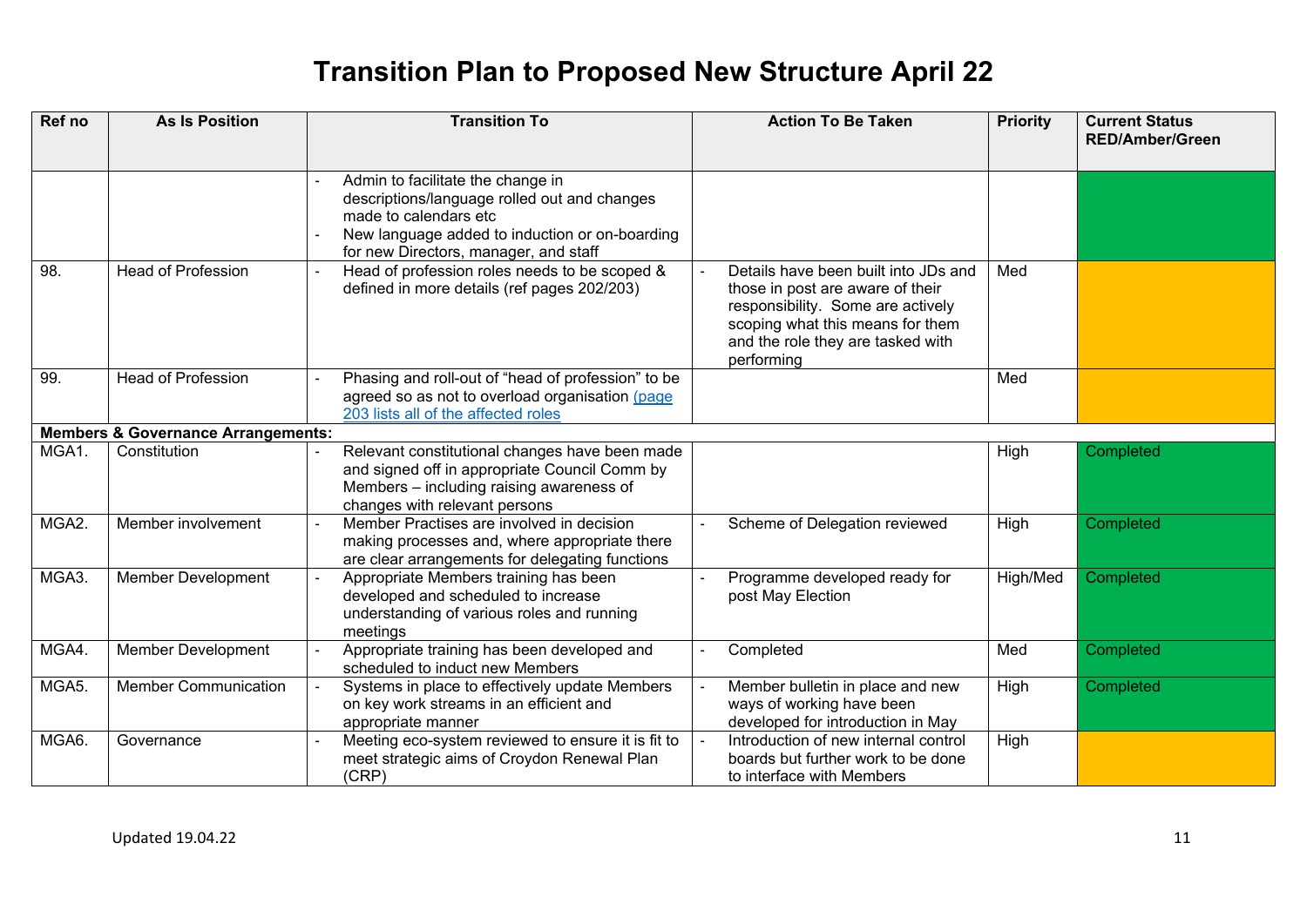# Transition Plan to Proposed New Structure April 22

| Ref no | As Is Position | Transition To | Action To Be Taken | Priority | Current Status RED/Amber/Green |
|---|---|---|---|---|---|
| | | - Admin to facilitate the change in descriptions/language rolled out and changes made to calendars etc<br>- New language added to induction or on-boarding for new Directors, manager, and staff | | | |
| 98. | Head of Profession | - Head of profession roles needs to be scoped & defined in more details (ref pages 202/203) | - Details have been built into JDs and those in post are aware of their responsibility. Some are actively scoping what this means for them and the role they are tasked with performing | Med | |
| 99. | Head of Profession | - Phasing and roll-out of "head of profession" to be agreed so as not to overload organisation (page 203 lists all of the affected roles | | Med | |
| **Members & Governance Arrangements:** | | | | | |
| MGA1. | Constitution | - Relevant constitutional changes have been made and signed off in appropriate Council Comm by Members – including raising awareness of changes with relevant persons | | High | Completed |
| MGA2. | Member involvement | - Member Practises are involved in decision making processes and, where appropriate there are clear arrangements for delegating functions | - Scheme of Delegation reviewed | High | Completed |
| MGA3. | Member Development | - Appropriate Members training has been developed and scheduled to increase understanding of various roles and running meetings | - Programme developed ready for post May Election | High/Med | Completed |
| MGA4. | Member Development | - Appropriate training has been developed and scheduled to induct new Members | - Completed | Med | Completed |
| MGA5. | Member Communication | - Systems in place to effectively update Members on key work streams in an efficient and appropriate manner | - Member bulletin in place and new ways of working have been developed for introduction in May | High | Completed |
| MGA6. | Governance | - Meeting eco-system reviewed to ensure it is fit to meet strategic aims of Croydon Renewal Plan (CRP) | - Introduction of new internal control boards but further work to be done to interface with Members | High | |

Updated 19.04.22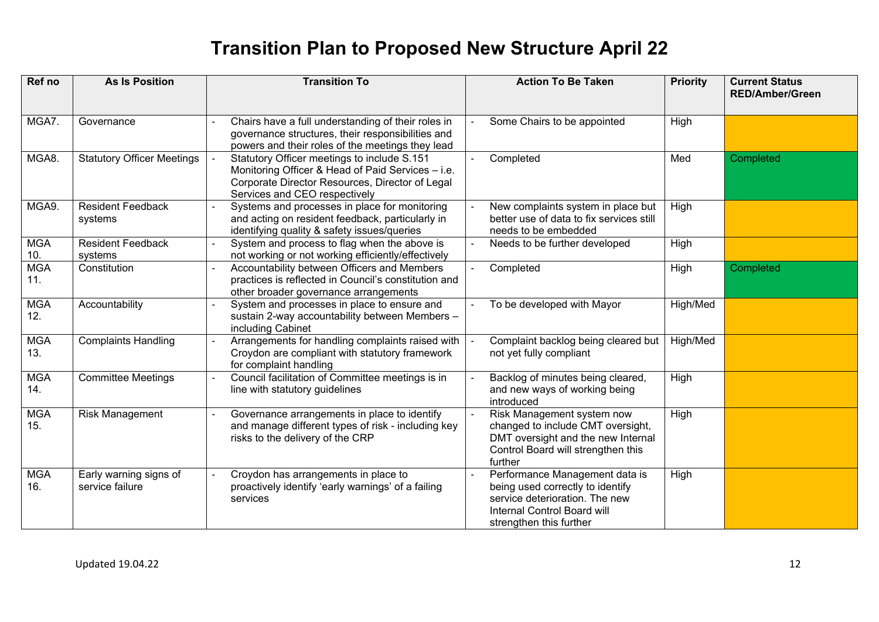# Transition Plan to Proposed New Structure April 22

| Ref no | As Is Position | Transition To | Action To Be Taken | Priority | Current Status RED/Amber/Green |
|---|---|---|---|---|---|
| MGA7. | Governance | - Chairs have a full understanding of their roles in governance structures, their responsibilities and powers and their roles of the meetings they lead | - Some Chairs to be appointed | High | |
| MGA8. | Statutory Officer Meetings | - Statutory Officer meetings to include S.151 Monitoring Officer & Head of Paid Services – i.e. Corporate Director Resources, Director of Legal Services and CEO respectively | - Completed | Med | Completed |
| MGA9. | Resident Feedback systems | - Systems and processes in place for monitoring and acting on resident feedback, particularly in identifying quality & safety issues/queries | - New complaints system in place but better use of data to fix services still needs to be embedded | High | |
| MGA 10. | Resident Feedback systems | - System and process to flag when the above is not working or not working efficiently/effectively | - Needs to be further developed | High | |
| MGA 11. | Constitution | - Accountability between Officers and Members practices is reflected in Council's constitution and other broader governance arrangements | - Completed | High | Completed |
| MGA 12. | Accountability | - System and processes in place to ensure and sustain 2-way accountability between Members – including Cabinet | - To be developed with Mayor | High/Med | |
| MGA 13. | Complaints Handling | - Arrangements for handling complaints raised with Croydon are compliant with statutory framework for complaint handling | - Complaint backlog being cleared but not yet fully compliant | High/Med | |
| MGA 14. | Committee Meetings | - Council facilitation of Committee meetings is in line with statutory guidelines | - Backlog of minutes being cleared, and new ways of working being introduced | High | |
| MGA 15. | Risk Management | - Governance arrangements in place to identify and manage different types of risk - including key risks to the delivery of the CRP | - Risk Management system now changed to include CMT oversight, DMT oversight and the new Internal Control Board will strengthen this further | High | |
| MGA 16. | Early warning signs of service failure | - Croydon has arrangements in place to proactively identify 'early warnings' of a failing services | - Performance Management data is being used correctly to identify service deterioration. The new Internal Control Board will strengthen this further | High | |

Updated 19.04.22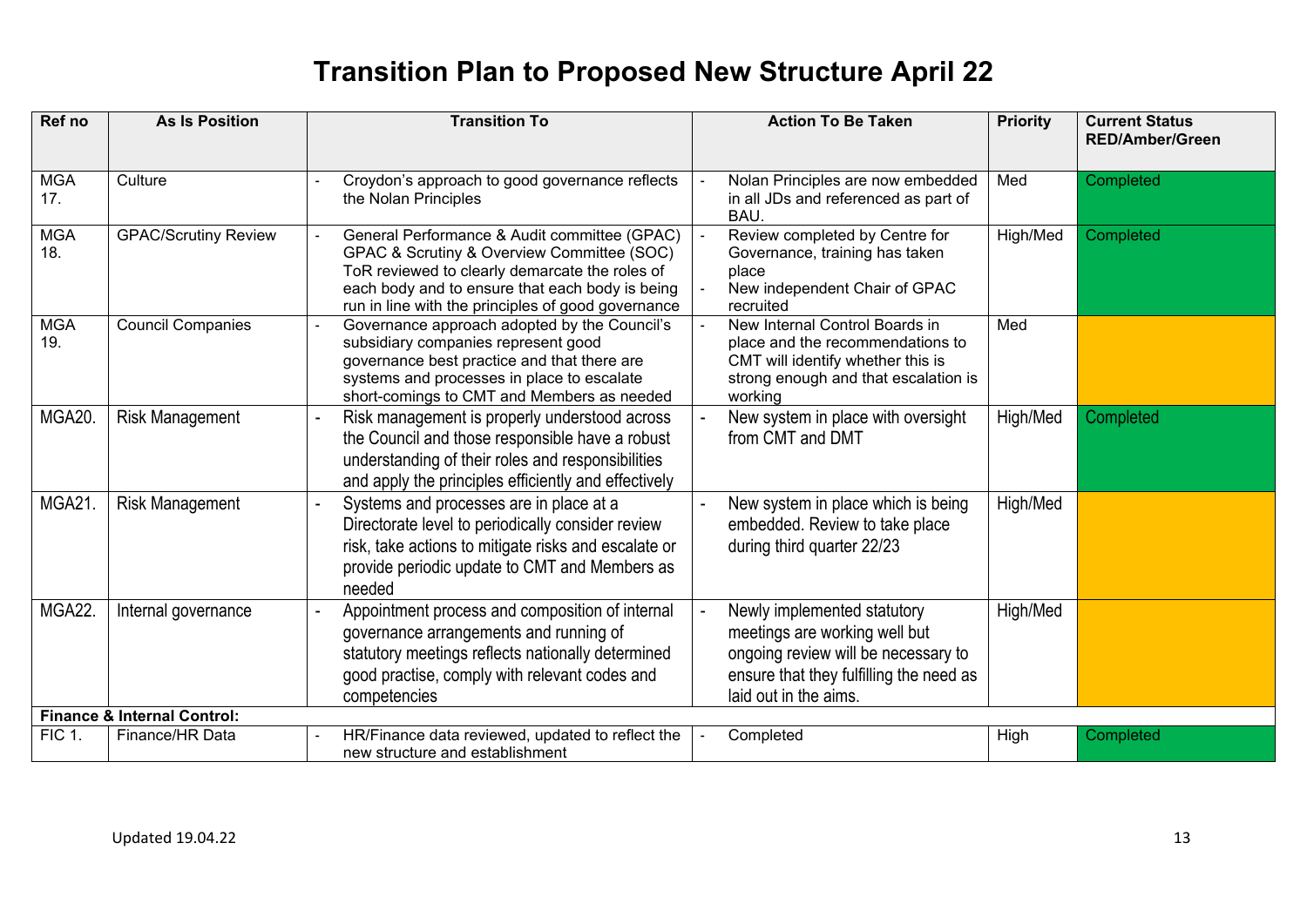# Transition Plan to Proposed New Structure April 22

| Ref no | As Is Position | Transition To | Action To Be Taken | Priority | Current Status RED/Amber/Green |
|---|---|---|---|---|---|
| MGA 17. | Culture | - Croydon's approach to good governance reflects the Nolan Principles | - Nolan Principles are now embedded in all JDs and referenced as part of BAU. | Med | Completed |
| MGA 18. | GPAC/Scrutiny Review | - General Performance & Audit committee (GPAC) GPAC & Scrutiny & Overview Committee (SOC) ToR reviewed to clearly demarcate the roles of each body and to ensure that each body is being run in line with the principles of good governance | - Review completed by Centre for Governance, training has taken place<br>- New independent Chair of GPAC recruited | High/Med | Completed |
| MGA 19. | Council Companies | - Governance approach adopted by the Council's subsidiary companies represent good governance best practice and that there are systems and processes in place to escalate short-comings to CMT and Members as needed | - New Internal Control Boards in place and the recommendations to CMT will identify whether this is strong enough and that escalation is working | Med | |
| MGA20. | Risk Management | - Risk management is properly understood across the Council and those responsible have a robust understanding of their roles and responsibilities and apply the principles efficiently and effectively | - New system in place with oversight from CMT and DMT | High/Med | Completed |
| MGA21. | Risk Management | - Systems and processes are in place at a Directorate level to periodically consider review risk, take actions to mitigate risks and escalate or provide periodic update to CMT and Members as needed | - New system in place which is being embedded. Review to take place during third quarter 22/23 | High/Med | |
| MGA22. | Internal governance | - Appointment process and composition of internal governance arrangements and running of statutory meetings reflects nationally determined good practise, comply with relevant codes and competencies | - Newly implemented statutory meetings are working well but ongoing review will be necessary to ensure that they fulfilling the need as laid out in the aims. | High/Med | |
| **Finance & Internal Control:** | | | | | |
| FIC 1. | Finance/HR Data | - HR/Finance data reviewed, updated to reflect the new structure and establishment | - Completed | High | Completed |

Updated 19.04.22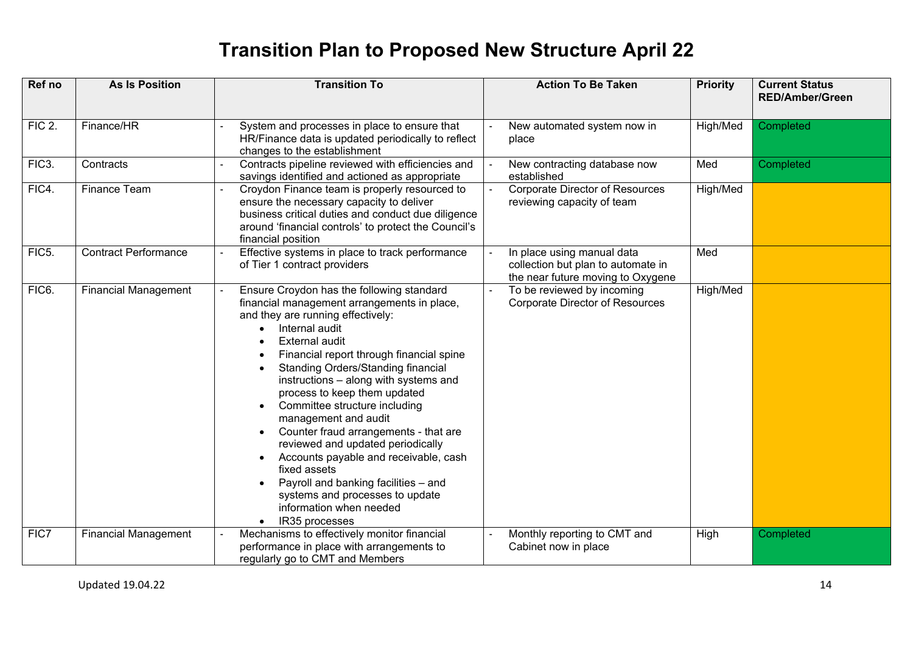# Transition Plan to Proposed New Structure April 22

| Ref no | As Is Position | Transition To | Action To Be Taken | Priority | Current Status RED/Amber/Green |
|---|---|---|---|---|---|
| FIC 2. | Finance/HR | - System and processes in place to ensure that HR/Finance data is updated periodically to reflect changes to the establishment | - New automated system now in place | High/Med | Completed |
| FIC3. | Contracts | - Contracts pipeline reviewed with efficiencies and savings identified and actioned as appropriate | - New contracting database now established | Med | Completed |
| FIC4. | Finance Team | - Croydon Finance team is properly resourced to ensure the necessary capacity to deliver business critical duties and conduct due diligence around 'financial controls' to protect the Council's financial position | - Corporate Director of Resources reviewing capacity of team | High/Med | |
| FIC5. | Contract Performance | - Effective systems in place to track performance of Tier 1 contract providers | - In place using manual data collection but plan to automate in the near future moving to Oxygene | Med | |
| FIC6. | Financial Management | - Ensure Croydon has the following standard financial management arrangements in place, and they are running effectively:<br>• Internal audit<br>• External audit<br>• Financial report through financial spine<br>• Standing Orders/Standing financial instructions – along with systems and process to keep them updated<br>• Committee structure including management and audit<br>• Counter fraud arrangements - that are reviewed and updated periodically<br>• Accounts payable and receivable, cash fixed assets<br>• Payroll and banking facilities – and systems and processes to update information when needed<br>• IR35 processes | - To be reviewed by incoming Corporate Director of Resources | High/Med | |
| FIC7 | Financial Management | - Mechanisms to effectively monitor financial performance in place with arrangements to regularly go to CMT and Members | - Monthly reporting to CMT and Cabinet now in place | High | Completed |

Updated 19.04.22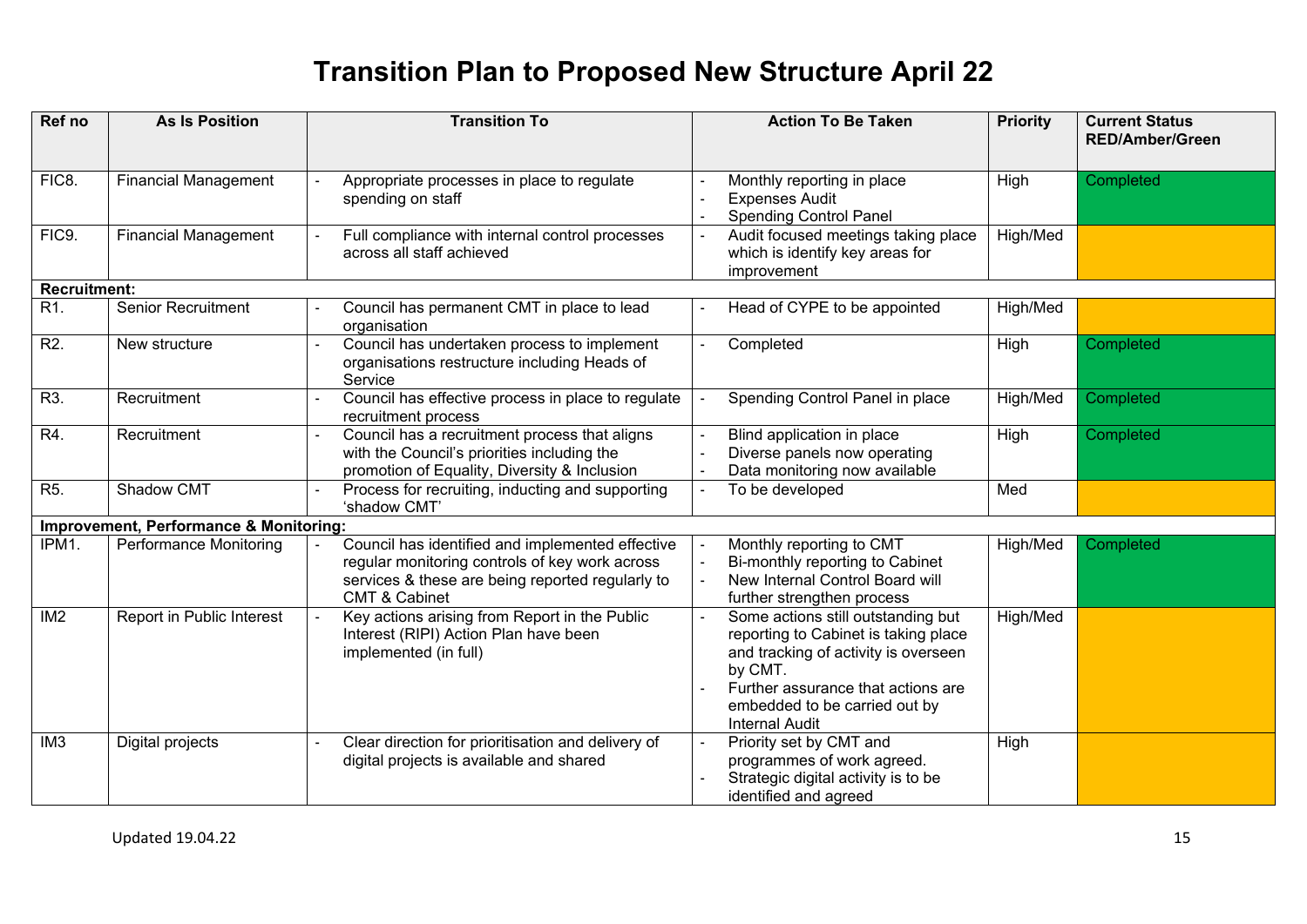# Transition Plan to Proposed New Structure April 22

| Ref no | As Is Position | Transition To | Action To Be Taken | Priority | Current Status RED/Amber/Green |
|---|---|---|---|---|---|
| FIC8. | Financial Management | - Appropriate processes in place to regulate spending on staff | - Monthly reporting in place<br>- Expenses Audit<br>- Spending Control Panel | High | Completed |
| FIC9. | Financial Management | - Full compliance with internal control processes across all staff achieved | - Audit focused meetings taking place which is identify key areas for improvement | High/Med | |
| **Recruitment:** | | | | | |
| R1. | Senior Recruitment | - Council has permanent CMT in place to lead organisation | - Head of CYPE to be appointed | High/Med | |
| R2. | New structure | - Council has undertaken process to implement organisations restructure including Heads of Service | - Completed | High | Completed |
| R3. | Recruitment | - Council has effective process in place to regulate recruitment process | - Spending Control Panel in place | High/Med | Completed |
| R4. | Recruitment | - Council has a recruitment process that aligns with the Council's priorities including the promotion of Equality, Diversity & Inclusion | - Blind application in place<br>- Diverse panels now operating<br>- Data monitoring now available | High | Completed |
| R5. | Shadow CMT | - Process for recruiting, inducting and supporting 'shadow CMT' | - To be developed | Med | |
| **Improvement, Performance & Monitoring:** | | | | | |
| IPM1. | Performance Monitoring | - Council has identified and implemented effective regular monitoring controls of key work across services & these are being reported regularly to CMT & Cabinet | - Monthly reporting to CMT<br>- Bi-monthly reporting to Cabinet<br>- New Internal Control Board will further strengthen process | High/Med | Completed |
| IM2 | Report in Public Interest | - Key actions arising from Report in the Public Interest (RIPI) Action Plan have been implemented (in full) | - Some actions still outstanding but reporting to Cabinet is taking place and tracking of activity is overseen by CMT.<br>- Further assurance that actions are embedded to be carried out by Internal Audit | High/Med | |
| IM3 | Digital projects | - Clear direction for prioritisation and delivery of digital projects is available and shared | - Priority set by CMT and programmes of work agreed.<br>- Strategic digital activity is to be identified and agreed | High | |

Updated 19.04.22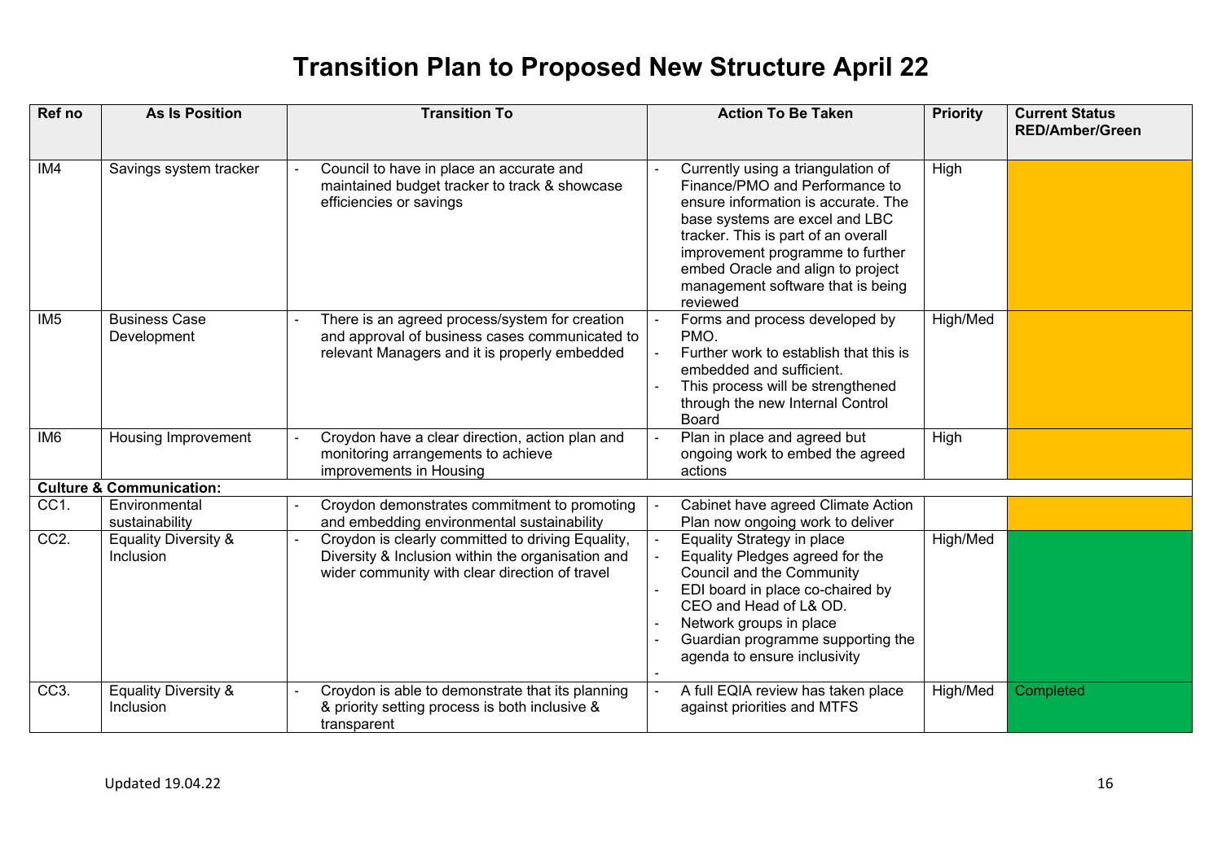# Transition Plan to Proposed New Structure April 22

| Ref no | As Is Position | Transition To | Action To Be Taken | Priority | Current Status RED/Amber/Green |
|---|---|---|---|---|---|
| IM4 | Savings system tracker | - Council to have in place an accurate and maintained budget tracker to track & showcase efficiencies or savings | - Currently using a triangulation of Finance/PMO and Performance to ensure information is accurate. The base systems are excel and LBC tracker. This is part of an overall improvement programme to further embed Oracle and align to project management software that is being reviewed | High | |
| IM5 | Business Case Development | - There is an agreed process/system for creation and approval of business cases communicated to relevant Managers and it is properly embedded | - Forms and process developed by PMO.<br>- Further work to establish that this is embedded and sufficient.<br>- This process will be strengthened through the new Internal Control Board | High/Med | |
| IM6 | Housing Improvement | - Croydon have a clear direction, action plan and monitoring arrangements to achieve improvements in Housing | - Plan in place and agreed but ongoing work to embed the agreed actions | High | |
| **Culture & Communication:** | | | | | |
| CC1. | Environmental sustainability | - Croydon demonstrates commitment to promoting and embedding environmental sustainability | - Cabinet have agreed Climate Action Plan now ongoing work to deliver | | |
| CC2. | Equality Diversity & Inclusion | - Croydon is clearly committed to driving Equality, Diversity & Inclusion within the organisation and wider community with clear direction of travel | - Equality Strategy in place<br>- Equality Pledges agreed for the Council and the Community<br>- EDI board in place co-chaired by CEO and Head of L& OD.<br>- Network groups in place<br>- Guardian programme supporting the agenda to ensure inclusivity<br>- | High/Med | |
| CC3. | Equality Diversity & Inclusion | - Croydon is able to demonstrate that its planning & priority setting process is both inclusive & transparent | - A full EQIA review has taken place against priorities and MTFS | High/Med | Completed |

Updated 19.04.22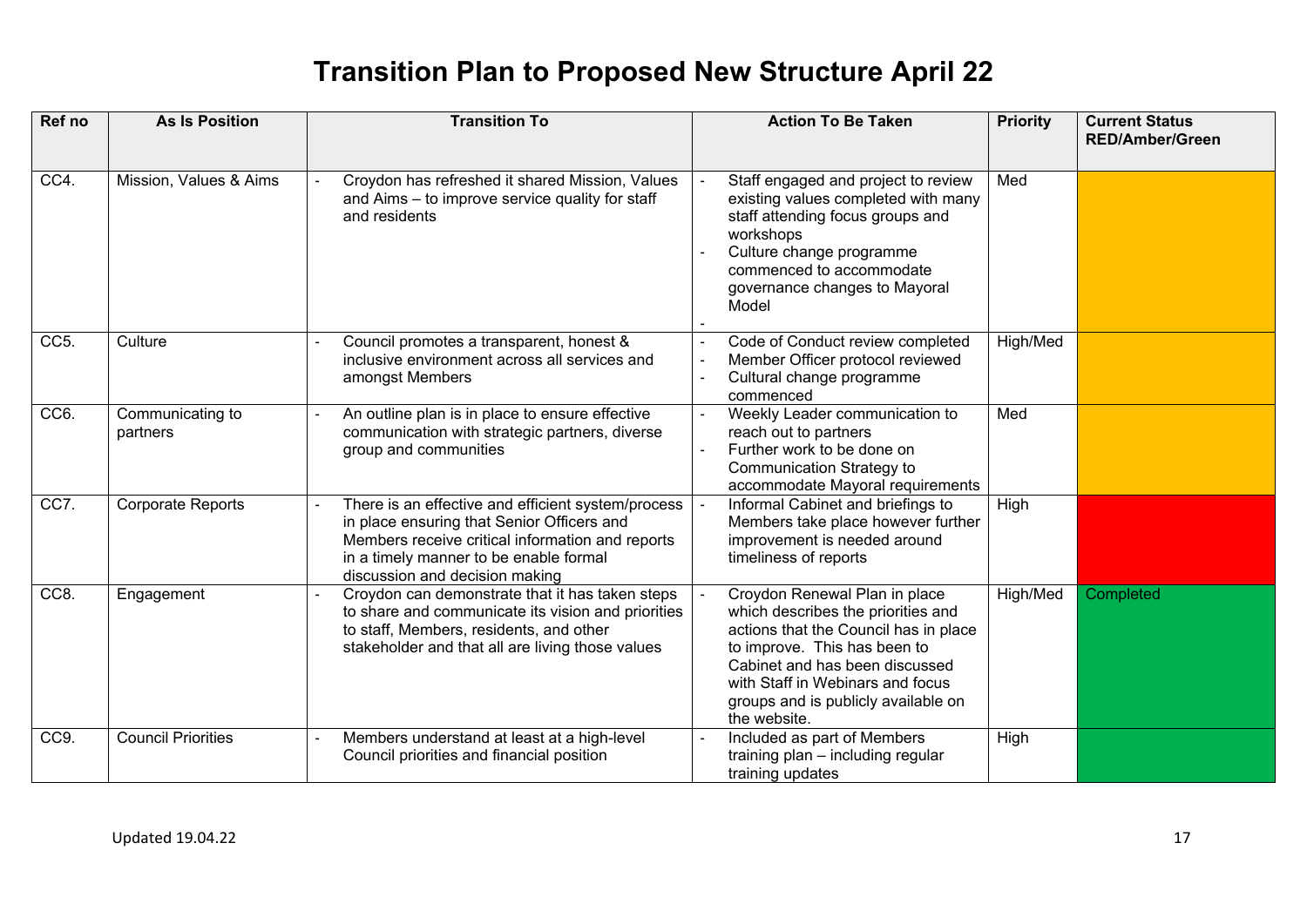# Transition Plan to Proposed New Structure April 22

| Ref no | As Is Position | Transition To | Action To Be Taken | Priority | Current Status RED/Amber/Green |
|---|---|---|---|---|---|
| CC4. | Mission, Values & Aims | - Croydon has refreshed it shared Mission, Values and Aims – to improve service quality for staff and residents | - Staff engaged and project to review existing values completed with many staff attending focus groups and workshops<br>- Culture change programme commenced to accommodate governance changes to Mayoral Model<br>- | Med | |
| CC5. | Culture | - Council promotes a transparent, honest & inclusive environment across all services and amongst Members | - Code of Conduct review completed<br>- Member Officer protocol reviewed<br>- Cultural change programme commenced | High/Med | |
| CC6. | Communicating to partners | - An outline plan is in place to ensure effective communication with strategic partners, diverse group and communities | - Weekly Leader communication to reach out to partners<br>- Further work to be done on Communication Strategy to accommodate Mayoral requirements | Med | |
| CC7. | Corporate Reports | - There is an effective and efficient system/process in place ensuring that Senior Officers and Members receive critical information and reports in a timely manner to be enable formal discussion and decision making | - Informal Cabinet and briefings to Members take place however further improvement is needed around timeliness of reports | High | |
| CC8. | Engagement | - Croydon can demonstrate that it has taken steps to share and communicate its vision and priorities to staff, Members, residents, and other stakeholder and that all are living those values | - Croydon Renewal Plan in place which describes the priorities and actions that the Council has in place to improve. This has been to Cabinet and has been discussed with Staff in Webinars and focus groups and is publicly available on the website. | High/Med | Completed |
| CC9. | Council Priorities | - Members understand at least at a high-level Council priorities and financial position | - Included as part of Members training plan – including regular training updates | High | |

Updated 19.04.22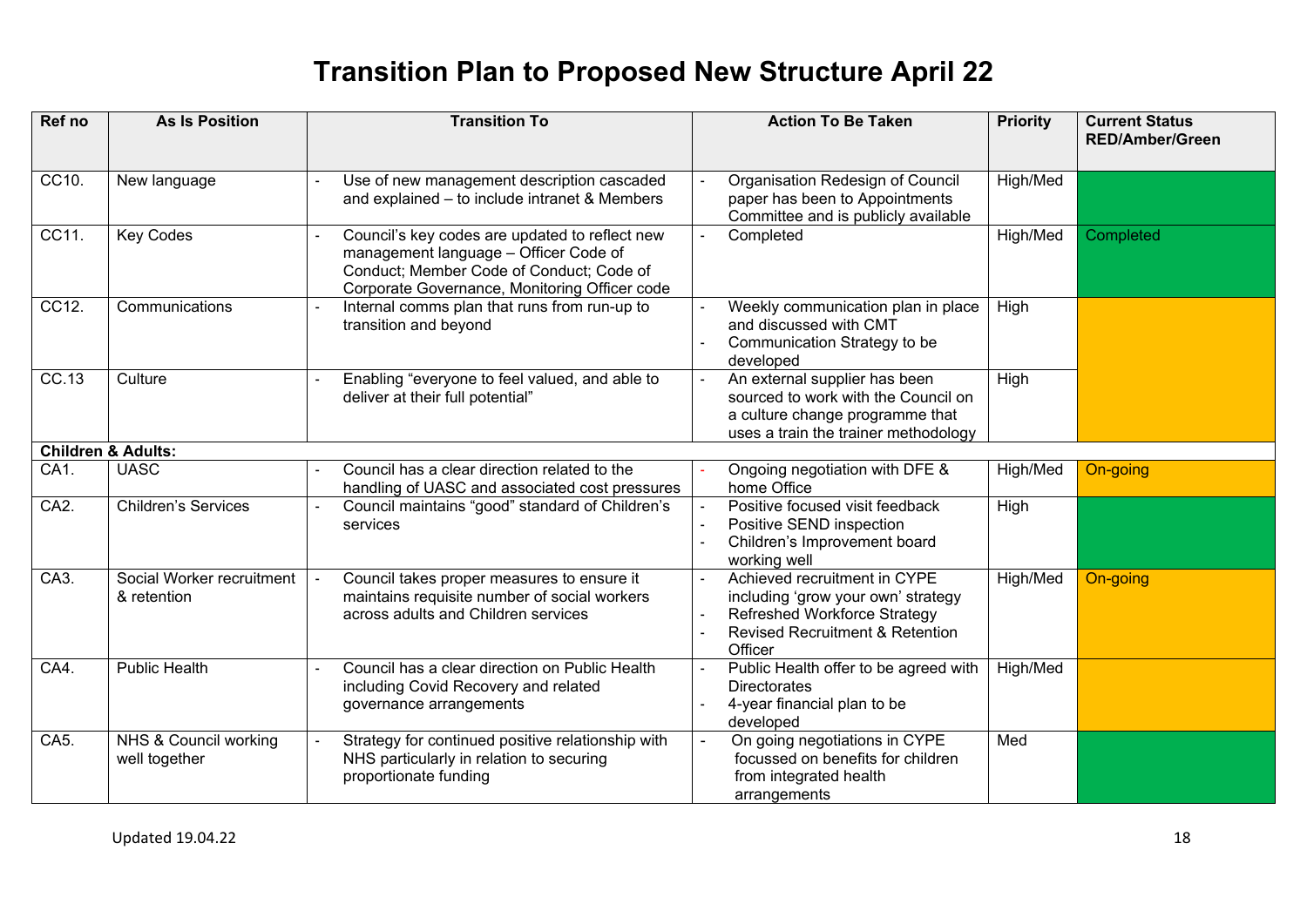# Transition Plan to Proposed New Structure April 22

| Ref no | As Is Position | Transition To | Action To Be Taken | Priority | Current Status RED/Amber/Green |
|---|---|---|---|---|---|
| CC10. | New language | - Use of new management description cascaded and explained – to include intranet & Members | - Organisation Redesign of Council paper has been to Appointments Committee and is publicly available | High/Med | |
| CC11. | Key Codes | - Council's key codes are updated to reflect new management language – Officer Code of Conduct; Member Code of Conduct; Code of Corporate Governance, Monitoring Officer code | - Completed | High/Med | Completed |
| CC12. | Communications | - Internal comms plan that runs from run-up to transition and beyond | - Weekly communication plan in place and discussed with CMT<br>- Communication Strategy to be developed | High | |
| CC.13 | Culture | - Enabling "everyone to feel valued, and able to deliver at their full potential" | - An external supplier has been sourced to work with the Council on a culture change programme that uses a train the trainer methodology | High | |
| **Children & Adults:** | | | | | |
| CA1. | UASC | - Council has a clear direction related to the handling of UASC and associated cost pressures | - Ongoing negotiation with DFE & home Office | High/Med | On-going |
| CA2. | Children's Services | - Council maintains "good" standard of Children's services | - Positive focused visit feedback<br>- Positive SEND inspection<br>- Children's Improvement board working well | High | |
| CA3. | Social Worker recruitment & retention | - Council takes proper measures to ensure it maintains requisite number of social workers across adults and Children services | - Achieved recruitment in CYPE including 'grow your own' strategy<br>- Refreshed Workforce Strategy<br>- Revised Recruitment & Retention Officer | High/Med | On-going |
| CA4. | Public Health | - Council has a clear direction on Public Health including Covid Recovery and related governance arrangements | - Public Health offer to be agreed with Directorates<br>- 4-year financial plan to be developed | High/Med | |
| CA5. | NHS & Council working well together | - Strategy for continued positive relationship with NHS particularly in relation to securing proportionate funding | - On going negotiations in CYPE focussed on benefits for children from integrated health arrangements | Med | |

Updated 19.04.22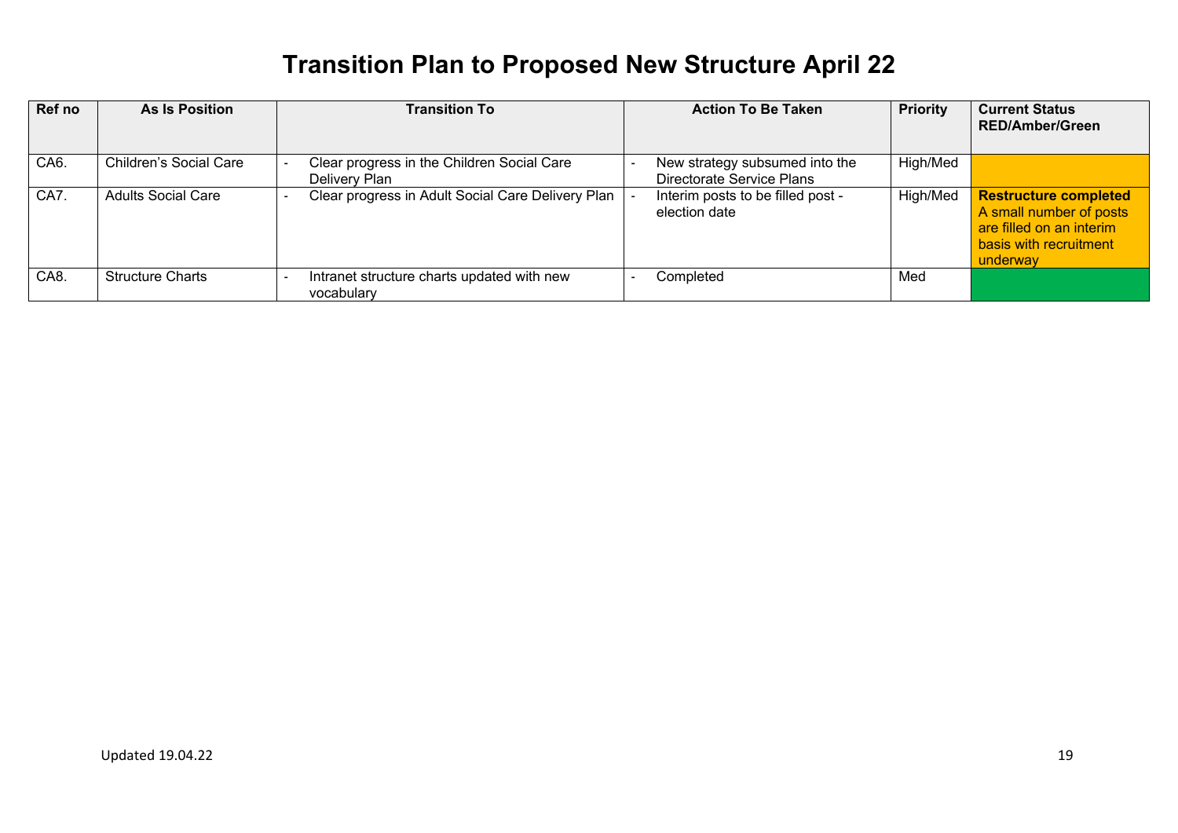# Transition Plan to Proposed New Structure April 22

| Ref no | As Is Position | Transition To | Action To Be Taken | Priority | Current Status RED/Amber/Green |
|---|---|---|---|---|---|
| CA6. | Children's Social Care | - Clear progress in the Children Social Care Delivery Plan | - New strategy subsumed into the Directorate Service Plans | High/Med | |
| CA7. | Adults Social Care | - Clear progress in Adult Social Care Delivery Plan | - Interim posts to be filled post - election date | High/Med | **Restructure completed** A small number of posts are filled on an interim basis with recruitment underway |
| CA8. | Structure Charts | - Intranet structure charts updated with new vocabulary | - Completed | Med | |

Updated 19.04.22